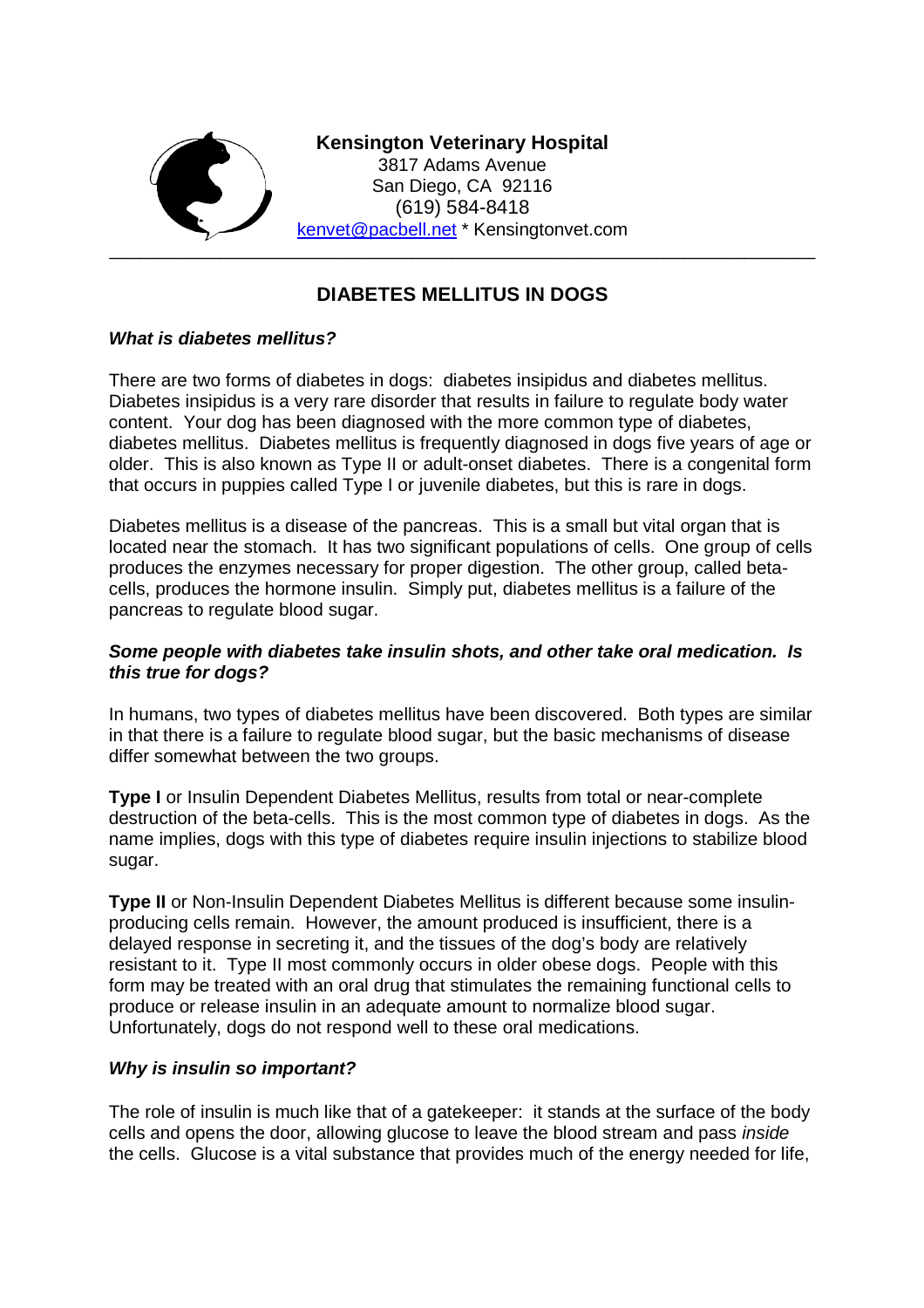**Kensington Veterinary Hospital**
3817 Adams Avenue
San Diego, CA 92116
(619) 584-8418
kenvet@pacbell.net * Kensingtonvet.com

---

# DIABETES MELLITUS IN DOGS

### *What is diabetes mellitus?*

There are two forms of diabetes in dogs: diabetes insipidus and diabetes mellitus. Diabetes insipidus is a very rare disorder that results in failure to regulate body water content. Your dog has been diagnosed with the more common type of diabetes, diabetes mellitus. Diabetes mellitus is frequently diagnosed in dogs five years of age or older. This is also known as Type II or adult-onset diabetes. There is a congenital form that occurs in puppies called Type I or juvenile diabetes, but this is rare in dogs.

Diabetes mellitus is a disease of the pancreas. This is a small but vital organ that is located near the stomach. It has two significant populations of cells. One group of cells produces the enzymes necessary for proper digestion. The other group, called beta-cells, produces the hormone insulin. Simply put, diabetes mellitus is a failure of the pancreas to regulate blood sugar.

### *Some people with diabetes take insulin shots, and other take oral medication. Is this true for dogs?*

In humans, two types of diabetes mellitus have been discovered. Both types are similar in that there is a failure to regulate blood sugar, but the basic mechanisms of disease differ somewhat between the two groups.

**Type I** or Insulin Dependent Diabetes Mellitus, results from total or near-complete destruction of the beta-cells. This is the most common type of diabetes in dogs. As the name implies, dogs with this type of diabetes require insulin injections to stabilize blood sugar.

**Type II** or Non-Insulin Dependent Diabetes Mellitus is different because some insulin-producing cells remain. However, the amount produced is insufficient, there is a delayed response in secreting it, and the tissues of the dog's body are relatively resistant to it. Type II most commonly occurs in older obese dogs. People with this form may be treated with an oral drug that stimulates the remaining functional cells to produce or release insulin in an adequate amount to normalize blood sugar. Unfortunately, dogs do not respond well to these oral medications.

### *Why is insulin so important?*

The role of insulin is much like that of a gatekeeper: it stands at the surface of the body cells and opens the door, allowing glucose to leave the blood stream and pass *inside* the cells. Glucose is a vital substance that provides much of the energy needed for life,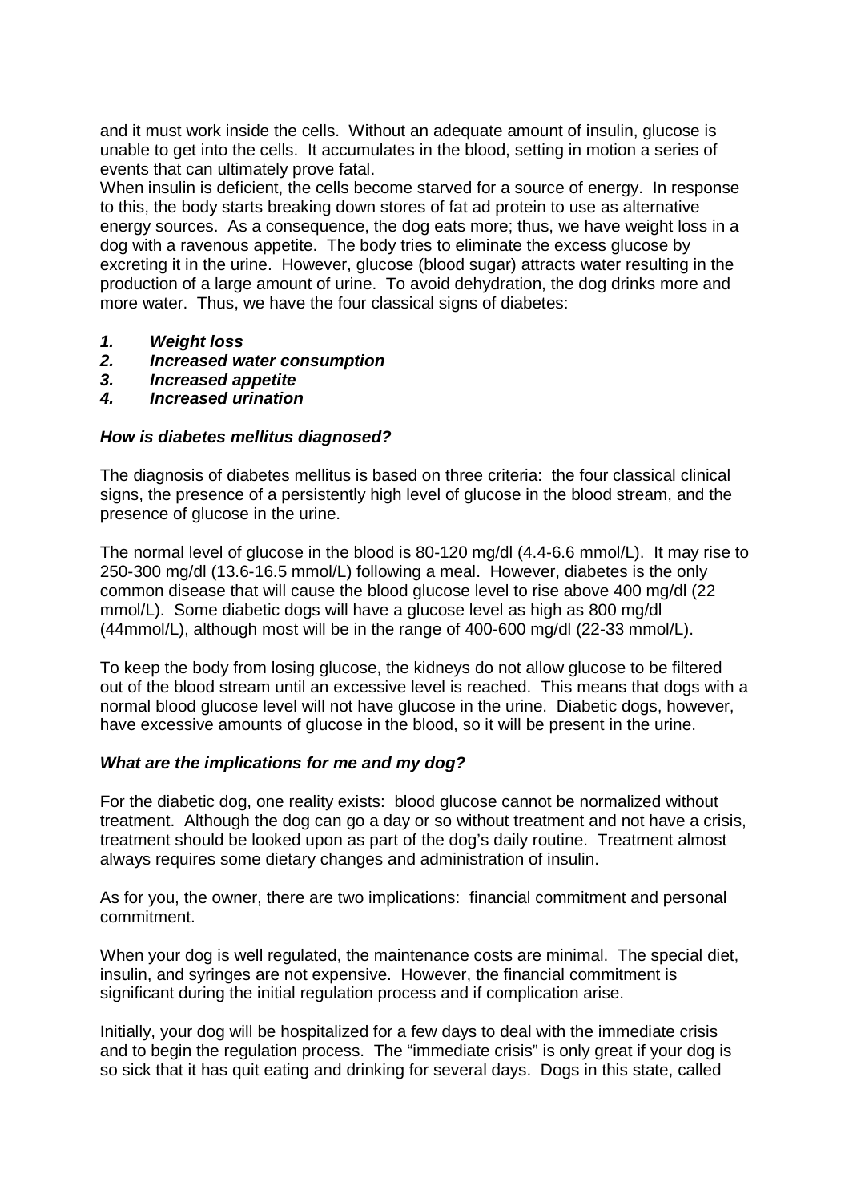and it must work inside the cells. Without an adequate amount of insulin, glucose is unable to get into the cells. It accumulates in the blood, setting in motion a series of events that can ultimately prove fatal.

When insulin is deficient, the cells become starved for a source of energy. In response to this, the body starts breaking down stores of fat ad protein to use as alternative energy sources. As a consequence, the dog eats more; thus, we have weight loss in a dog with a ravenous appetite. The body tries to eliminate the excess glucose by excreting it in the urine. However, glucose (blood sugar) attracts water resulting in the production of a large amount of urine. To avoid dehydration, the dog drinks more and more water. Thus, we have the four classical signs of diabetes:

1. ***Weight loss***
2. ***Increased water consumption***
3. ***Increased appetite***
4. ***Increased urination***

### *How is diabetes mellitus diagnosed?*

The diagnosis of diabetes mellitus is based on three criteria: the four classical clinical signs, the presence of a persistently high level of glucose in the blood stream, and the presence of glucose in the urine.

The normal level of glucose in the blood is 80-120 mg/dl (4.4-6.6 mmol/L). It may rise to 250-300 mg/dl (13.6-16.5 mmol/L) following a meal. However, diabetes is the only common disease that will cause the blood glucose level to rise above 400 mg/dl (22 mmol/L). Some diabetic dogs will have a glucose level as high as 800 mg/dl (44mmol/L), although most will be in the range of 400-600 mg/dl (22-33 mmol/L).

To keep the body from losing glucose, the kidneys do not allow glucose to be filtered out of the blood stream until an excessive level is reached. This means that dogs with a normal blood glucose level will not have glucose in the urine. Diabetic dogs, however, have excessive amounts of glucose in the blood, so it will be present in the urine.

### *What are the implications for me and my dog?*

For the diabetic dog, one reality exists: blood glucose cannot be normalized without treatment. Although the dog can go a day or so without treatment and not have a crisis, treatment should be looked upon as part of the dog's daily routine. Treatment almost always requires some dietary changes and administration of insulin.

As for you, the owner, there are two implications: financial commitment and personal commitment.

When your dog is well regulated, the maintenance costs are minimal. The special diet, insulin, and syringes are not expensive. However, the financial commitment is significant during the initial regulation process and if complication arise.

Initially, your dog will be hospitalized for a few days to deal with the immediate crisis and to begin the regulation process. The "immediate crisis" is only great if your dog is so sick that it has quit eating and drinking for several days. Dogs in this state, called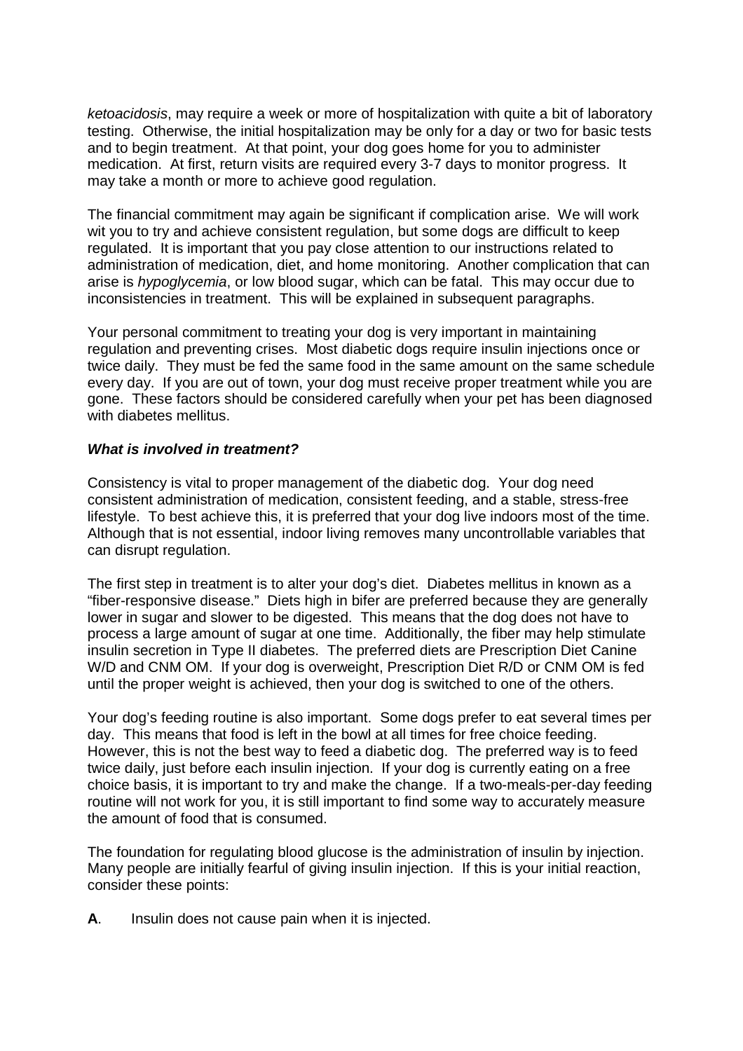*ketoacidosis*, may require a week or more of hospitalization with quite a bit of laboratory testing. Otherwise, the initial hospitalization may be only for a day or two for basic tests and to begin treatment. At that point, your dog goes home for you to administer medication. At first, return visits are required every 3-7 days to monitor progress. It may take a month or more to achieve good regulation.

The financial commitment may again be significant if complication arise. We will work wit you to try and achieve consistent regulation, but some dogs are difficult to keep regulated. It is important that you pay close attention to our instructions related to administration of medication, diet, and home monitoring. Another complication that can arise is *hypoglycemia*, or low blood sugar, which can be fatal. This may occur due to inconsistencies in treatment. This will be explained in subsequent paragraphs.

Your personal commitment to treating your dog is very important in maintaining regulation and preventing crises. Most diabetic dogs require insulin injections once or twice daily. They must be fed the same food in the same amount on the same schedule every day. If you are out of town, your dog must receive proper treatment while you are gone. These factors should be considered carefully when your pet has been diagnosed with diabetes mellitus.

***What is involved in treatment?***

Consistency is vital to proper management of the diabetic dog. Your dog need consistent administration of medication, consistent feeding, and a stable, stress-free lifestyle. To best achieve this, it is preferred that your dog live indoors most of the time. Although that is not essential, indoor living removes many uncontrollable variables that can disrupt regulation.

The first step in treatment is to alter your dog's diet. Diabetes mellitus in known as a "fiber-responsive disease." Diets high in bifer are preferred because they are generally lower in sugar and slower to be digested. This means that the dog does not have to process a large amount of sugar at one time. Additionally, the fiber may help stimulate insulin secretion in Type II diabetes. The preferred diets are Prescription Diet Canine W/D and CNM OM. If your dog is overweight, Prescription Diet R/D or CNM OM is fed until the proper weight is achieved, then your dog is switched to one of the others.

Your dog's feeding routine is also important. Some dogs prefer to eat several times per day. This means that food is left in the bowl at all times for free choice feeding. However, this is not the best way to feed a diabetic dog. The preferred way is to feed twice daily, just before each insulin injection. If your dog is currently eating on a free choice basis, it is important to try and make the change. If a two-meals-per-day feeding routine will not work for you, it is still important to find some way to accurately measure the amount of food that is consumed.

The foundation for regulating blood glucose is the administration of insulin by injection. Many people are initially fearful of giving insulin injection. If this is your initial reaction, consider these points:

**A**. Insulin does not cause pain when it is injected.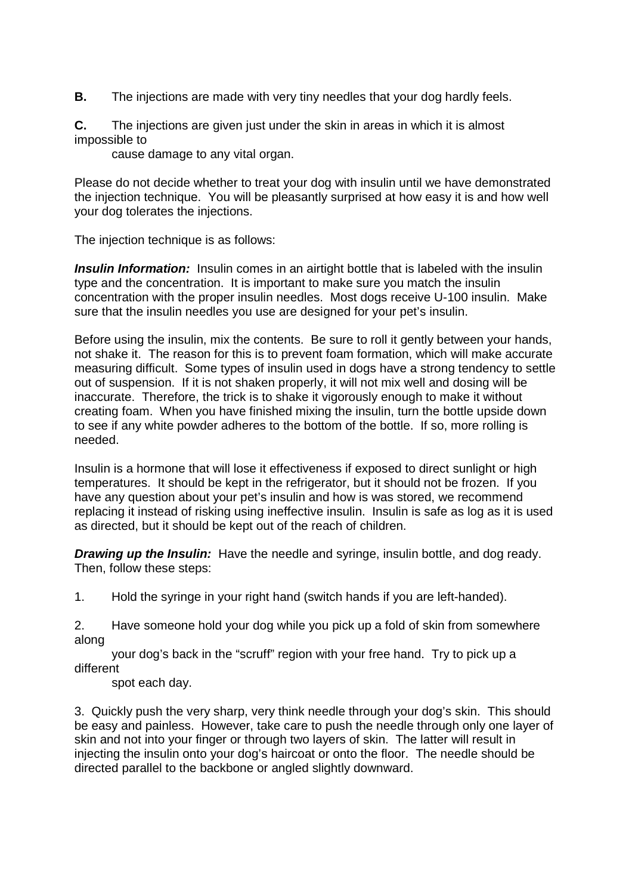**B.** The injections are made with very tiny needles that your dog hardly feels.

**C.** The injections are given just under the skin in areas in which it is almost impossible to cause damage to any vital organ.

Please do not decide whether to treat your dog with insulin until we have demonstrated the injection technique. You will be pleasantly surprised at how easy it is and how well your dog tolerates the injections.

The injection technique is as follows:

***Insulin Information:*** Insulin comes in an airtight bottle that is labeled with the insulin type and the concentration. It is important to make sure you match the insulin concentration with the proper insulin needles. Most dogs receive U-100 insulin. Make sure that the insulin needles you use are designed for your pet's insulin.

Before using the insulin, mix the contents. Be sure to roll it gently between your hands, not shake it. The reason for this is to prevent foam formation, which will make accurate measuring difficult. Some types of insulin used in dogs have a strong tendency to settle out of suspension. If it is not shaken properly, it will not mix well and dosing will be inaccurate. Therefore, the trick is to shake it vigorously enough to make it without creating foam. When you have finished mixing the insulin, turn the bottle upside down to see if any white powder adheres to the bottom of the bottle. If so, more rolling is needed.

Insulin is a hormone that will lose it effectiveness if exposed to direct sunlight or high temperatures. It should be kept in the refrigerator, but it should not be frozen. If you have any question about your pet's insulin and how is was stored, we recommend replacing it instead of risking using ineffective insulin. Insulin is safe as log as it is used as directed, but it should be kept out of the reach of children.

***Drawing up the Insulin:*** Have the needle and syringe, insulin bottle, and dog ready. Then, follow these steps:

1. Hold the syringe in your right hand (switch hands if you are left-handed).

2. Have someone hold your dog while you pick up a fold of skin from somewhere along your dog's back in the "scruff" region with your free hand. Try to pick up a different spot each day.

3. Quickly push the very sharp, very think needle through your dog's skin. This should be easy and painless. However, take care to push the needle through only one layer of skin and not into your finger or through two layers of skin. The latter will result in injecting the insulin onto your dog's haircoat or onto the floor. The needle should be directed parallel to the backbone or angled slightly downward.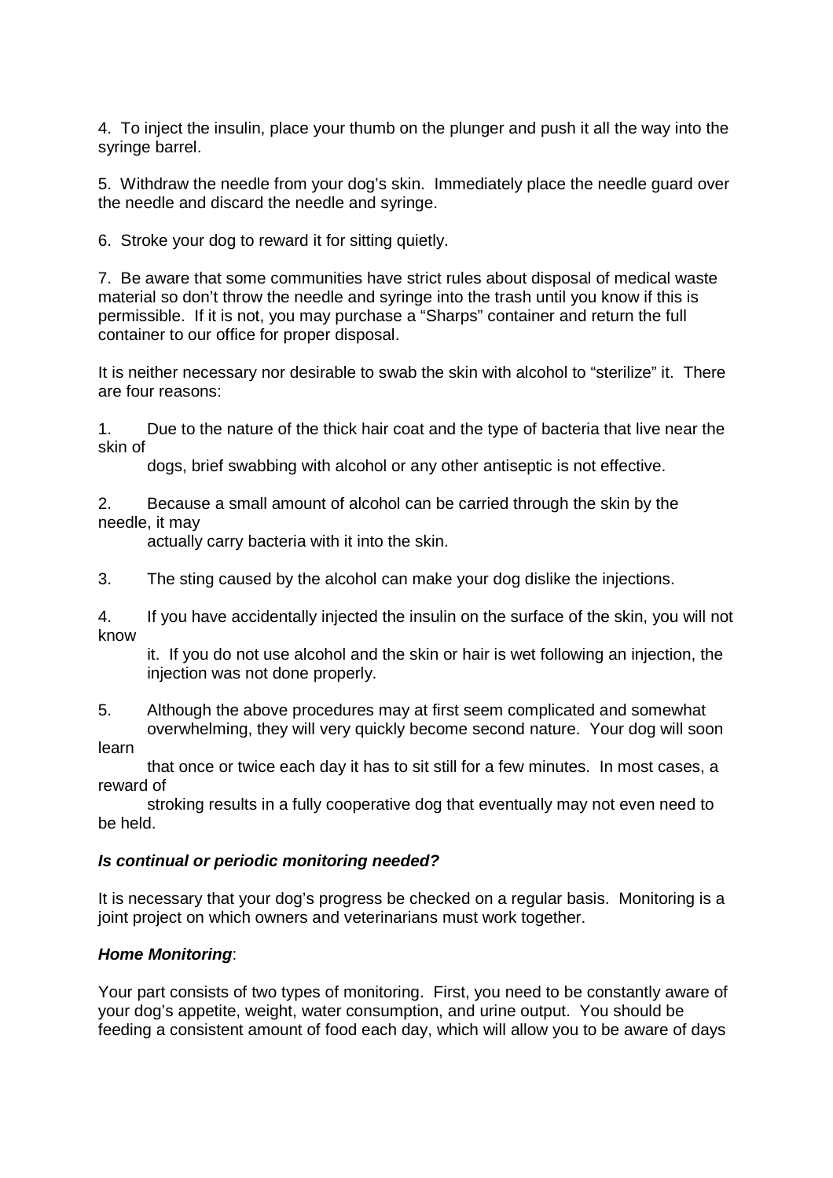4. To inject the insulin, place your thumb on the plunger and push it all the way into the syringe barrel.

5. Withdraw the needle from your dog's skin. Immediately place the needle guard over the needle and discard the needle and syringe.

6. Stroke your dog to reward it for sitting quietly.

7. Be aware that some communities have strict rules about disposal of medical waste material so don't throw the needle and syringe into the trash until you know if this is permissible. If it is not, you may purchase a "Sharps" container and return the full container to our office for proper disposal.

It is neither necessary nor desirable to swab the skin with alcohol to "sterilize" it. There are four reasons:

1. Due to the nature of the thick hair coat and the type of bacteria that live near the skin of dogs, brief swabbing with alcohol or any other antiseptic is not effective.

2. Because a small amount of alcohol can be carried through the skin by the needle, it may actually carry bacteria with it into the skin.

3. The sting caused by the alcohol can make your dog dislike the injections.

4. If you have accidentally injected the insulin on the surface of the skin, you will not know it. If you do not use alcohol and the skin or hair is wet following an injection, the injection was not done properly.

5. Although the above procedures may at first seem complicated and somewhat overwhelming, they will very quickly become second nature. Your dog will soon learn that once or twice each day it has to sit still for a few minutes. In most cases, a reward of stroking results in a fully cooperative dog that eventually may not even need to be held.

***Is continual or periodic monitoring needed?***

It is necessary that your dog's progress be checked on a regular basis. Monitoring is a joint project on which owners and veterinarians must work together.

***Home Monitoring***:

Your part consists of two types of monitoring. First, you need to be constantly aware of your dog's appetite, weight, water consumption, and urine output. You should be feeding a consistent amount of food each day, which will allow you to be aware of days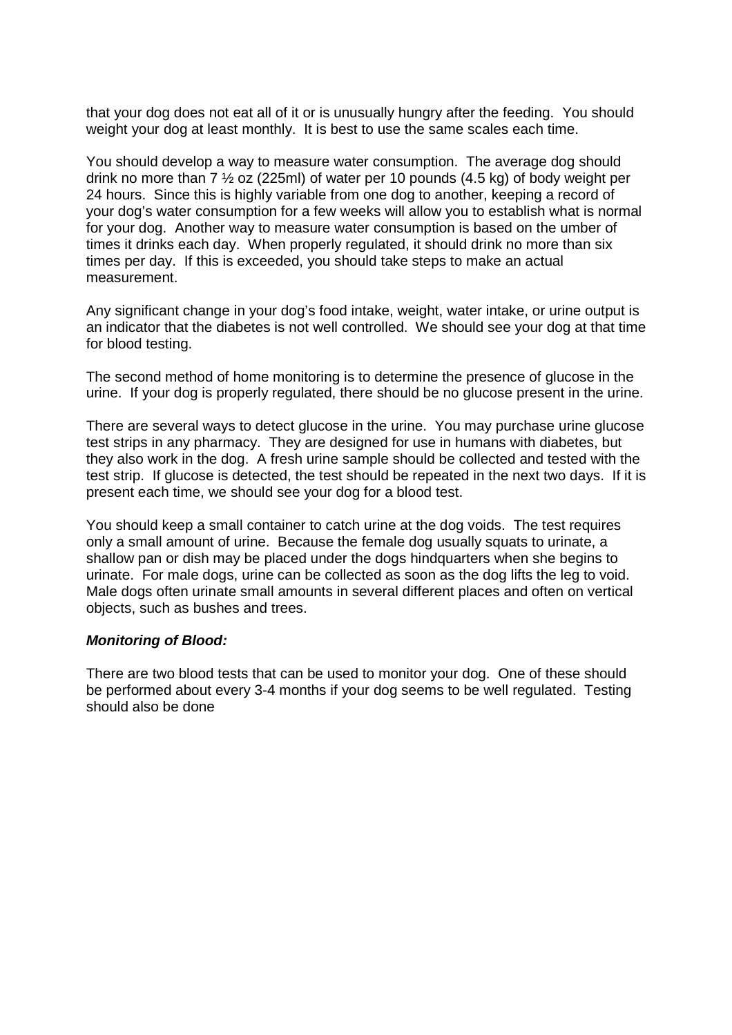that your dog does not eat all of it or is unusually hungry after the feeding. You should weight your dog at least monthly. It is best to use the same scales each time.

You should develop a way to measure water consumption. The average dog should drink no more than 7 ½ oz (225ml) of water per 10 pounds (4.5 kg) of body weight per 24 hours. Since this is highly variable from one dog to another, keeping a record of your dog's water consumption for a few weeks will allow you to establish what is normal for your dog. Another way to measure water consumption is based on the umber of times it drinks each day. When properly regulated, it should drink no more than six times per day. If this is exceeded, you should take steps to make an actual measurement.

Any significant change in your dog's food intake, weight, water intake, or urine output is an indicator that the diabetes is not well controlled. We should see your dog at that time for blood testing.

The second method of home monitoring is to determine the presence of glucose in the urine. If your dog is properly regulated, there should be no glucose present in the urine.

There are several ways to detect glucose in the urine. You may purchase urine glucose test strips in any pharmacy. They are designed for use in humans with diabetes, but they also work in the dog. A fresh urine sample should be collected and tested with the test strip. If glucose is detected, the test should be repeated in the next two days. If it is present each time, we should see your dog for a blood test.

You should keep a small container to catch urine at the dog voids. The test requires only a small amount of urine. Because the female dog usually squats to urinate, a shallow pan or dish may be placed under the dogs hindquarters when she begins to urinate. For male dogs, urine can be collected as soon as the dog lifts the leg to void. Male dogs often urinate small amounts in several different places and often on vertical objects, such as bushes and trees.

***Monitoring of Blood:***

There are two blood tests that can be used to monitor your dog. One of these should be performed about every 3-4 months if your dog seems to be well regulated. Testing should also be done